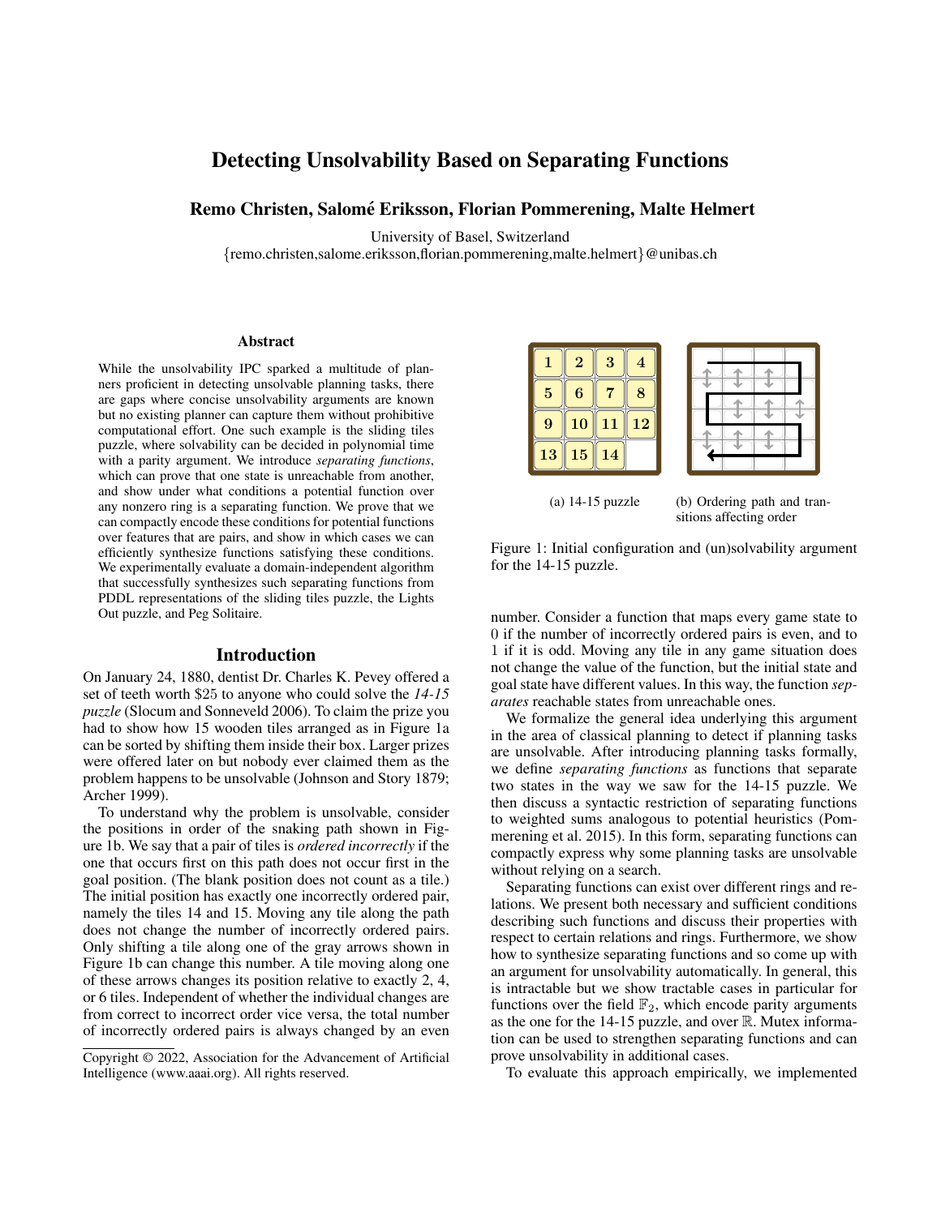# Detecting Unsolvability Based on Separating Functions

**Remo Christen, Salomé Eriksson, Florian Pommerening, Malte Helmert**

University of Basel, Switzerland
{remo.christen,salome.eriksson,florian.pommerening,malte.helmert}@unibas.ch

## Abstract

While the unsolvability IPC sparked a multitude of planners proficient in detecting unsolvable planning tasks, there are gaps where concise unsolvability arguments are known but no existing planner can capture them without prohibitive computational effort. One such example is the sliding tiles puzzle, where solvability can be decided in polynomial time with a parity argument. We introduce *separating functions*, which can prove that one state is unreachable from another, and show under what conditions a potential function over any nonzero ring is a separating function. We prove that we can compactly encode these conditions for potential functions over features that are pairs, and show in which cases we can efficiently synthesize functions satisfying these conditions. We experimentally evaluate a domain-independent algorithm that successfully synthesizes such separating functions from PDDL representations of the sliding tiles puzzle, the Lights Out puzzle, and Peg Solitaire.

## Introduction

On January 24, 1880, dentist Dr. Charles K. Pevey offered a set of teeth worth \$25 to anyone who could solve the *14-15 puzzle* (Slocum and Sonneveld 2006). To claim the prize you had to show how 15 wooden tiles arranged as in Figure 1a can be sorted by shifting them inside their box. Larger prizes were offered later on but nobody ever claimed them as the problem happens to be unsolvable (Johnson and Story 1879; Archer 1999).

To understand why the problem is unsolvable, consider the positions in order of the snaking path shown in Figure 1b. We say that a pair of tiles is *ordered incorrectly* if the one that occurs first on this path does not occur first in the goal position. (The blank position does not count as a tile.) The initial position has exactly one incorrectly ordered pair, namely the tiles 14 and 15. Moving any tile along the path does not change the number of incorrectly ordered pairs. Only shifting a tile along one of the gray arrows shown in Figure 1b can change this number. A tile moving along one of these arrows changes its position relative to exactly 2, 4, or 6 tiles. Independent of whether the individual changes are from correct to incorrect order vice versa, the total number of incorrectly ordered pairs is always changed by an even number. Consider a function that maps every game state to 0 if the number of incorrectly ordered pairs is even, and to 1 if it is odd. Moving any tile in any game situation does not change the value of the function, but the initial state and goal state have different values. In this way, the function *separates* reachable states from unreachable ones.

| 1 | 2 | 3 | 4 |
|---|---|---|---|
| 5 | 6 | 7 | 8 |
| 9 | 10 | 11 | 12 |
| 13 | 15 | 14 | |

(a) 14-15 puzzle

(b) Ordering path and transitions affecting order

Figure 1: Initial configuration and (un)solvability argument for the 14-15 puzzle.

We formalize the general idea underlying this argument in the area of classical planning to detect if planning tasks are unsolvable. After introducing planning tasks formally, we define *separating functions* as functions that separate two states in the way we saw for the 14-15 puzzle. We then discuss a syntactic restriction of separating functions to weighted sums analogous to potential heuristics (Pommerening et al. 2015). In this form, separating functions can compactly express why some planning tasks are unsolvable without relying on a search.

Separating functions can exist over different rings and relations. We present both necessary and sufficient conditions describing such functions and discuss their properties with respect to certain relations and rings. Furthermore, we show how to synthesize separating functions and so come up with an argument for unsolvability automatically. In general, this is intractable but we show tractable cases in particular for functions over the field $\mathbb{F}_2$, which encode parity arguments as the one for the 14-15 puzzle, and over $\mathbb{R}$. Mutex information can be used to strengthen separating functions and can prove unsolvability in additional cases.

To evaluate this approach empirically, we implemented

Copyright © 2022, Association for the Advancement of Artificial Intelligence (www.aaai.org). All rights reserved.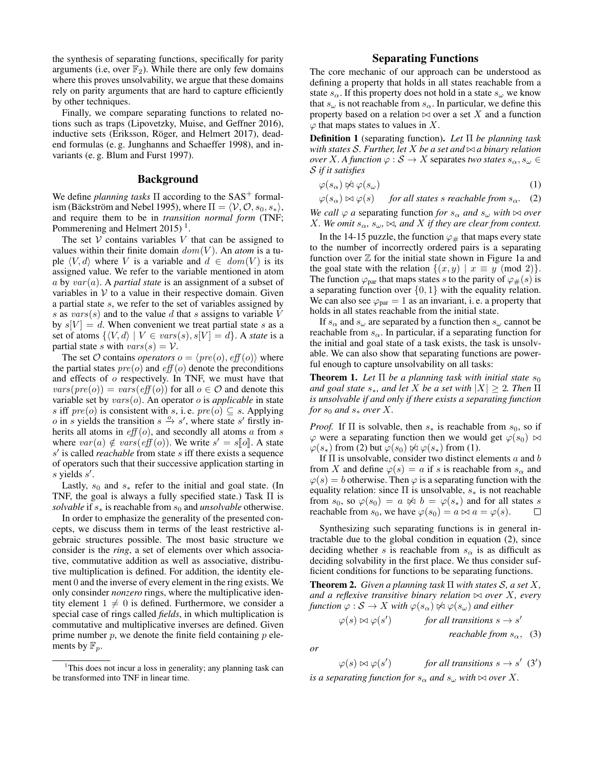the synthesis of separating functions, specifically for parity arguments (i.e, over $\mathbb{F}_2$). While there are only few domains where this proves unsolvability, we argue that these domains rely on parity arguments that are hard to capture efficiently by other techniques.

Finally, we compare separating functions to related notions such as traps (Lipovetzky, Muise, and Geffner 2016), inductive sets (Eriksson, Röger, and Helmert 2017), dead-end formulas (e. g. Junghanns and Schaeffer 1998), and invariants (e. g. Blum and Furst 1997).

## Background

We define *planning tasks* $\Pi$ according to the SAS$^+$ formalism (Bäckström and Nebel 1995), where $\Pi = \langle \mathcal{V}, \mathcal{O}, s_0, s_* \rangle$, and require them to be in *transition normal form* (TNF; Pommerening and Helmert 2015) [1].

The set $\mathcal{V}$ contains variables $V$ that can be assigned to values within their finite domain $dom(V)$. An *atom* is a tuple $\langle V, d \rangle$ where $V$ is a variable and $d \in dom(V)$ is its assigned value. We refer to the variable mentioned in atom $a$ by $var(a)$. A *partial state* is an assignment of a subset of variables in $\mathcal{V}$ to a value in their respective domain. Given a partial state $s$, we refer to the set of variables assigned by $s$ as $vars(s)$ and to the value $d$ that $s$ assigns to variable $V$ by $s[V] = d$. When convenient we treat partial state $s$ as a set of atoms $\{\langle V, d \rangle \mid V \in vars(s), s[V] = d\}$. A *state* is a partial state $s$ with $vars(s) = \mathcal{V}$.

The set $\mathcal{O}$ contains *operators* $o = \langle pre(o), eff(o) \rangle$ where the partial states $pre(o)$ and $eff(o)$ denote the preconditions and effects of $o$ respectively. In TNF, we must have that $vars(pre(o)) = vars(eff(o))$ for all $o \in \mathcal{O}$ and denote this variable set by $vars(o)$. An operator $o$ is *applicable* in state $s$ iff $pre(o)$ is consistent with $s$, i. e. $pre(o) \subseteq s$. Applying $o$ in $s$ yields the transition $s \xrightarrow{o} s'$, where state $s'$ firstly inherits all atoms in $eff(o)$, and secondly all atoms $a$ from $s$ where $var(a) \notin vars(eff(o))$. We write $s' = s[\![o]\!]$. A state $s'$ is called *reachable* from state $s$ iff there exists a sequence of operators such that their successive application starting in $s$ yields $s'$.

Lastly, $s_0$ and $s_*$ refer to the initial and goal state. (In TNF, the goal is always a fully specified state.) Task $\Pi$ is *solvable* if $s_*$ is reachable from $s_0$ and *unsolvable* otherwise.

In order to emphasize the generality of the presented concepts, we discuss them in terms of the least restrictive algebraic structures possible. The most basic structure we consider is the *ring*, a set of elements over which associative, commutative addition as well as associative, distributive multiplication is defined. For addition, the identity element 0 and the inverse of every element in the ring exists. We only consinder *nonzero* rings, where the multiplicative identity element $1 \neq 0$ is defined. Furthermore, we consider a special case of rings called *fields*, in which multiplication is commutative and multiplicative inverses are defined. Given prime number $p$, we denote the finite field containing $p$ elements by $\mathbb{F}_p$.

[1] This does not incur a loss in generality; any planning task can be transformed into TNF in linear time.

## Separating Functions

The core mechanic of our approach can be understood as defining a property that holds in all states reachable from a state $s_\alpha$. If this property does not hold in a state $s_\omega$ we know that $s_\omega$ is not reachable from $s_\alpha$. In particular, we define this property based on a relation $\bowtie$ over a set $X$ and a function $\varphi$ that maps states to values in $X$.

**Definition 1** (separating function)**.** *Let $\Pi$ be planning task with states $\mathcal{S}$. Further, let $X$ be a set and $\bowtie$ a binary relation over $X$. A function $\varphi : \mathcal{S} \to X$* separates *two states $s_\alpha, s_\omega \in \mathcal{S}$ if it satisfies*

$$\varphi(s_\alpha) \not\bowtie \varphi(s_\omega) \tag{1}$$

$$\varphi(s_\alpha) \bowtie \varphi(s) \quad \textit{for all states } s \textit{ reachable from } s_\alpha. \tag{2}$$

*We call $\varphi$ a* separating function *for $s_\alpha$ and $s_\omega$ with $\bowtie$ over $X$. We omit $s_\alpha$, $s_\omega$, $\bowtie$, and $X$ if they are clear from context.*

In the 14-15 puzzle, the function $\varphi_\#$ that maps every state to the number of incorrectly ordered pairs is a separating function over $\mathbb{Z}$ for the initial state shown in Figure 1a and the goal state with the relation $\{(x, y) \mid x \equiv y \pmod 2\}$. The function $\varphi_{\text{par}}$ that maps states $s$ to the parity of $\varphi_\#(s)$ is a separating function over $\{0, 1\}$ with the equality relation. We can also see $\varphi_{\text{par}} = 1$ as an invariant, i. e. a property that holds in all states reachable from the initial state.

If $s_\alpha$ and $s_\omega$ are separated by a function then $s_\omega$ cannot be reachable from $s_\alpha$. In particular, if a separating function for the initial and goal state of a task exists, the task is unsolvable. We can also show that separating functions are powerful enough to capture unsolvability on all tasks:

**Theorem 1.** *Let $\Pi$ be a planning task with initial state $s_0$ and goal state $s_*$, and let $X$ be a set with $|X| \geq 2$. Then $\Pi$ is unsolvable if and only if there exists a separating function for $s_0$ and $s_*$ over $X$.*

*Proof.* If $\Pi$ is solvable, then $s_*$ is reachable from $s_0$, so if $\varphi$ were a separating function then we would get $\varphi(s_0) \bowtie \varphi(s_*)$ from (2) but $\varphi(s_0) \not\bowtie \varphi(s_*)$ from (1).

If $\Pi$ is unsolvable, consider two distinct elements $a$ and $b$ from $X$ and define $\varphi(s) = a$ if $s$ is reachable from $s_\alpha$ and $\varphi(s) = b$ otherwise. Then $\varphi$ is a separating function with the equality relation: since $\Pi$ is unsolvable, $s_*$ is not reachable from $s_0$, so $\varphi(s_0) = a \not\bowtie b = \varphi(s_*)$ and for all states $s$ reachable from $s_0$, we have $\varphi(s_0) = a \bowtie a = \varphi(s)$. $\square$

Synthesizing such separating functions is in general intractable due to the global condition in equation (2), since deciding whether $s$ is reachable from $s_\alpha$ is as difficult as deciding solvability in the first place. We thus consider sufficient conditions for functions to be separating functions.

**Theorem 2.** *Given a planning task $\Pi$ with states $\mathcal{S}$, a set $X$, and a reflexive transitive binary relation $\bowtie$ over $X$, every function $\varphi : \mathcal{S} \to X$ with $\varphi(s_\alpha) \not\bowtie \varphi(s_\omega)$ and either*

$$\varphi(s) \bowtie \varphi(s') \qquad \textit{for all transitions } s \to s' \textit{ reachable from } s_\alpha, \tag{3}$$

*or*

$$\varphi(s) \bowtie \varphi(s') \qquad \textit{for all transitions } s \to s' \tag{3'}$$

*is a separating function for $s_\alpha$ and $s_\omega$ with $\bowtie$ over $X$.*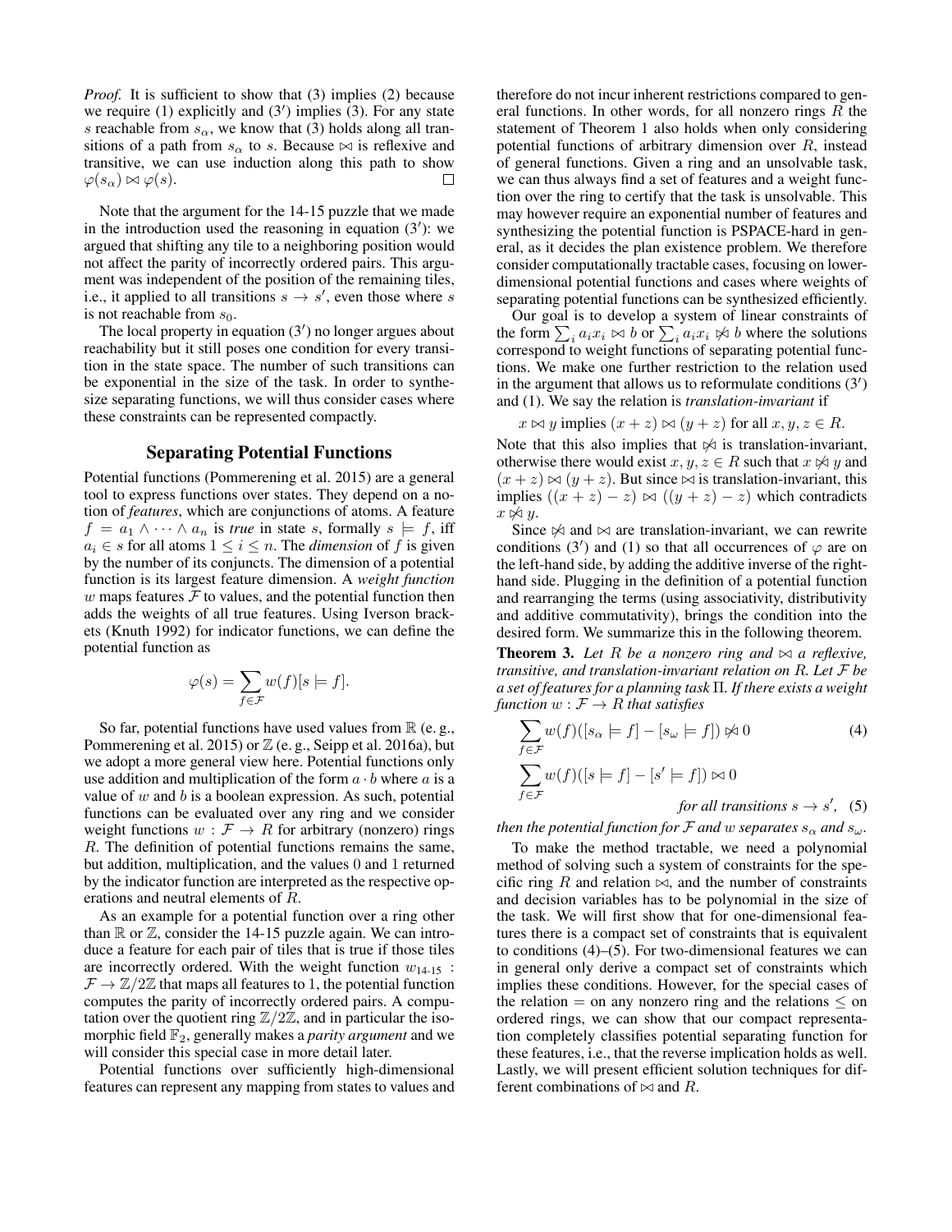*Proof.* It is sufficient to show that (3) implies (2) because we require (1) explicitly and (3′) implies (3). For any state $s$ reachable from $s_\alpha$, we know that (3) holds along all transitions of a path from $s_\alpha$ to $s$. Because $\bowtie$ is reflexive and transitive, we can use induction along this path to show $\varphi(s_\alpha) \bowtie \varphi(s)$. □

Note that the argument for the 14-15 puzzle that we made in the introduction used the reasoning in equation (3′): we argued that shifting any tile to a neighboring position would not affect the parity of incorrectly ordered pairs. This argument was independent of the position of the remaining tiles, i.e., it applied to all transitions $s \to s'$, even those where $s$ is not reachable from $s_0$.

The local property in equation (3′) no longer argues about reachability but it still poses one condition for every transition in the state space. The number of such transitions can be exponential in the size of the task. In order to synthesize separating functions, we will thus consider cases where these constraints can be represented compactly.

## Separating Potential Functions

Potential functions (Pommerening et al. 2015) are a general tool to express functions over states. They depend on a notion of *features*, which are conjunctions of atoms. A feature $f = a_1 \wedge \cdots \wedge a_n$ is *true* in state $s$, formally $s \models f$, iff $a_i \in s$ for all atoms $1 \leq i \leq n$. The *dimension* of $f$ is given by the number of its conjuncts. The dimension of a potential function is its largest feature dimension. A *weight function* $w$ maps features $\mathcal{F}$ to values, and the potential function then adds the weights of all true features. Using Iverson brackets (Knuth 1992) for indicator functions, we can define the potential function as

$$\varphi(s) = \sum_{f \in \mathcal{F}} w(f)[s \models f].$$

So far, potential functions have used values from $\mathbb{R}$ (e. g., Pommerening et al. 2015) or $\mathbb{Z}$ (e. g., Seipp et al. 2016a), but we adopt a more general view here. Potential functions only use addition and multiplication of the form $a \cdot b$ where $a$ is a value of $w$ and $b$ is a boolean expression. As such, potential functions can be evaluated over any ring and we consider weight functions $w : \mathcal{F} \to R$ for arbitrary (nonzero) rings $R$. The definition of potential functions remains the same, but addition, multiplication, and the values 0 and 1 returned by the indicator function are interpreted as the respective operations and neutral elements of $R$.

As an example for a potential function over a ring other than $\mathbb{R}$ or $\mathbb{Z}$, consider the 14-15 puzzle again. We can introduce a feature for each pair of tiles that is true if those tiles are incorrectly ordered. With the weight function $w_{\text{14-15}} : \mathcal{F} \to \mathbb{Z}/2\mathbb{Z}$ that maps all features to 1, the potential function computes the parity of incorrectly ordered pairs. A computation over the quotient ring $\mathbb{Z}/2\mathbb{Z}$, and in particular the isomorphic field $\mathbb{F}_2$, generally makes a *parity argument* and we will consider this special case in more detail later.

Potential functions over sufficiently high-dimensional features can represent any mapping from states to values and therefore do not incur inherent restrictions compared to general functions. In other words, for all nonzero rings $R$ the statement of Theorem 1 also holds when only considering potential functions of arbitrary dimension over $R$, instead of general functions. Given a ring and an unsolvable task, we can thus always find a set of features and a weight function over the ring to certify that the task is unsolvable. This may however require an exponential number of features and synthesizing the potential function is PSPACE-hard in general, as it decides the plan existence problem. We therefore consider computationally tractable cases, focusing on lower-dimensional potential functions and cases where weights of separating potential functions can be synthesized efficiently.

Our goal is to develop a system of linear constraints of the form $\sum_i a_i x_i \bowtie b$ or $\sum_i a_i x_i \not\bowtie b$ where the solutions correspond to weight functions of separating potential functions. We make one further restriction to the relation used in the argument that allows us to reformulate conditions (3′) and (1). We say the relation is *translation-invariant* if

$$x \bowtie y \text{ implies } (x + z) \bowtie (y + z) \text{ for all } x, y, z \in R.$$

Note that this also implies that $\not\bowtie$ is translation-invariant, otherwise there would exist $x, y, z \in R$ such that $x \not\bowtie y$ and $(x + z) \bowtie (y + z)$. But since $\bowtie$ is translation-invariant, this implies $((x + z) - z) \bowtie ((y + z) - z)$ which contradicts $x \not\bowtie y$.

Since $\not\bowtie$ and $\bowtie$ are translation-invariant, we can rewrite conditions (3′) and (1) so that all occurrences of $\varphi$ are on the left-hand side, by adding the additive inverse of the right-hand side. Plugging in the definition of a potential function and rearranging the terms (using associativity, distributivity and additive commutativity), brings the condition into the desired form. We summarize this in the following theorem.

**Theorem 3.** *Let $R$ be a nonzero ring and $\bowtie$ a reflexive, transitive, and translation-invariant relation on $R$. Let $\mathcal{F}$ be a set of features for a planning task $\Pi$. If there exists a weight function $w : \mathcal{F} \to R$ that satisfies*

$$\sum_{f \in \mathcal{F}} w(f)([s_\alpha \models f] - [s_\omega \models f]) \not\bowtie 0 \quad (4)$$

$$\sum_{f \in \mathcal{F}} w(f)([s \models f] - [s' \models f]) \bowtie 0 \quad \textit{for all transitions } s \to s', \quad (5)$$

*then the potential function for $\mathcal{F}$ and $w$ separates $s_\alpha$ and $s_\omega$.*

To make the method tractable, we need a polynomial method of solving such a system of constraints for the specific ring $R$ and relation $\bowtie$, and the number of constraints and decision variables has to be polynomial in the size of the task. We will first show that for one-dimensional features there is a compact set of constraints that is equivalent to conditions (4)–(5). For two-dimensional features we can in general only derive a compact set of constraints which implies these conditions. However, for the special cases of the relation $=$ on any nonzero ring and the relations $\leq$ on ordered rings, we can show that our compact representation completely classifies potential separating function for these features, i.e., that the reverse implication holds as well. Lastly, we will present efficient solution techniques for different combinations of $\bowtie$ and $R$.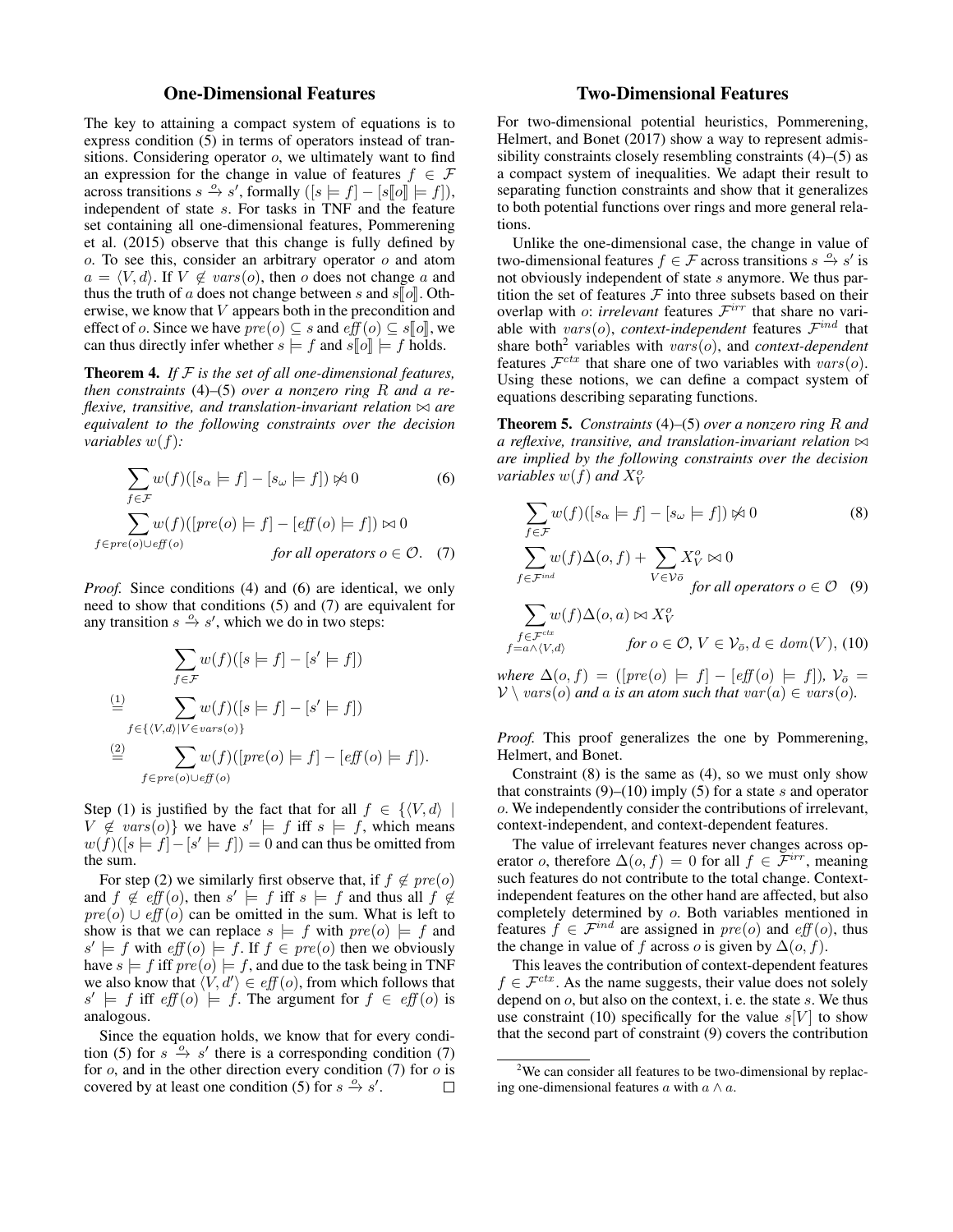## One-Dimensional Features

The key to attaining a compact system of equations is to express condition (5) in terms of operators instead of transitions. Considering operator $o$, we ultimately want to find an expression for the change in value of features $f \in \mathcal{F}$ across transitions $s \xrightarrow{o} s'$, formally $([s \models f] - [s[\![o]\!] \models f])$, independent of state $s$. For tasks in TNF and the feature set containing all one-dimensional features, Pommerening et al. (2015) observe that this change is fully defined by $o$. To see this, consider an arbitrary operator $o$ and atom $a = \langle V, d \rangle$. If $V \notin vars(o)$, then $o$ does not change $a$ and thus the truth of $a$ does not change between $s$ and $s[\![o]\!]$. Otherwise, we know that $V$ appears both in the precondition and effect of $o$. Since we have $pre(o) \subseteq s$ and $eff(o) \subseteq s[\![o]\!]$, we can thus directly infer whether $s \models f$ and $s[\![o]\!] \models f$ holds.

**Theorem 4.** *If $\mathcal{F}$ is the set of all one-dimensional features, then constraints* (4)–(5) *over a nonzero ring $R$ and a reflexive, transitive, and translation-invariant relation $\bowtie$ are equivalent to the following constraints over the decision variables $w(f)$:*

$$\sum_{f \in \mathcal{F}} w(f)([s_\alpha \models f] - [s_\omega \models f]) \not\bowtie 0 \tag{6}$$

$$\sum_{f \in pre(o) \cup eff(o)} w(f)([pre(o) \models f] - [eff(o) \models f]) \bowtie 0 \quad \textit{for all operators } o \in \mathcal{O}. \tag{7}$$

*Proof.* Since conditions (4) and (6) are identical, we only need to show that conditions (5) and (7) are equivalent for any transition $s \xrightarrow{o} s'$, which we do in two steps:

$$\begin{aligned}
&\sum_{f \in \mathcal{F}} w(f)([s \models f] - [s' \models f]) \\
\stackrel{(1)}{=} &\sum_{f \in \{\langle V,d \rangle \mid V \in vars(o)\}} w(f)([s \models f] - [s' \models f]) \\
\stackrel{(2)}{=} &\sum_{f \in pre(o) \cup eff(o)} w(f)([pre(o) \models f] - [eff(o) \models f]).
\end{aligned}$$

Step (1) is justified by the fact that for all $f \in \{\langle V, d \rangle \mid V \notin vars(o)\}$ we have $s' \models f$ iff $s \models f$, which means $w(f)([s \models f] - [s' \models f]) = 0$ and can thus be omitted from the sum.

For step (2) we similarly first observe that, if $f \notin pre(o)$ and $f \notin eff(o)$, then $s' \models f$ iff $s \models f$ and thus all $f \notin pre(o) \cup eff(o)$ can be omitted in the sum. What is left to show is that we can replace $s \models f$ with $pre(o) \models f$ and $s' \models f$ with $eff(o) \models f$. If $f \in pre(o)$ then we obviously have $s \models f$ iff $pre(o) \models f$, and due to the task being in TNF we also know that $\langle V, d' \rangle \in eff(o)$, from which follows that $s' \models f$ iff $eff(o) \models f$. The argument for $f \in eff(o)$ is analogous.

Since the equation holds, we know that for every condition (5) for $s \xrightarrow{o} s'$ there is a corresponding condition (7) for $o$, and in the other direction every condition (7) for $o$ is covered by at least one condition (5) for $s \xrightarrow{o} s'$. $\square$

## Two-Dimensional Features

For two-dimensional potential heuristics, Pommerening, Helmert, and Bonet (2017) show a way to represent admissibility constraints closely resembling constraints (4)–(5) as a compact system of inequalities. We adapt their result to separating function constraints and show that it generalizes to both potential functions over rings and more general relations.

Unlike the one-dimensional case, the change in value of two-dimensional features $f \in \mathcal{F}$ across transitions $s \xrightarrow{o} s'$ is not obviously independent of state $s$ anymore. We thus partition the set of features $\mathcal{F}$ into three subsets based on their overlap with $o$: *irrelevant* features $\mathcal{F}^{irr}$ that share no variable with $vars(o)$, *context-independent* features $\mathcal{F}^{ind}$ that share both[2] variables with $vars(o)$, and *context-dependent* features $\mathcal{F}^{ctx}$ that share one of two variables with $vars(o)$. Using these notions, we can define a compact system of equations describing separating functions.

**Theorem 5.** *Constraints* (4)–(5) *over a nonzero ring $R$ and a reflexive, transitive, and translation-invariant relation $\bowtie$ are implied by the following constraints over the decision variables $w(f)$ and $X_V^o$*

$$\sum_{f \in \mathcal{F}} w(f)([s_\alpha \models f] - [s_\omega \models f]) \not\bowtie 0 \tag{8}$$

$$\sum_{f \in \mathcal{F}^{ind}} w(f)\Delta(o, f) + \sum_{V \in \mathcal{V}_{\bar{o}}} X_V^o \bowtie 0 \quad \textit{for all operators } o \in \mathcal{O} \tag{9}$$

$$\sum_{\substack{f \in \mathcal{F}^{ctx} \\ f = a \wedge \langle V, d \rangle}} w(f)\Delta(o, a) \bowtie X_V^o \quad \textit{for } o \in \mathcal{O},\ V \in \mathcal{V}_{\bar{o}},\ d \in dom(V), \tag{10}$$

*where $\Delta(o, f) = ([pre(o) \models f] - [eff(o) \models f])$, $\mathcal{V}_{\bar{o}} = \mathcal{V} \setminus vars(o)$ and $a$ is an atom such that $var(a) \in vars(o)$.*

*Proof.* This proof generalizes the one by Pommerening, Helmert, and Bonet.

Constraint (8) is the same as (4), so we must only show that constraints (9)–(10) imply (5) for a state $s$ and operator $o$. We independently consider the contributions of irrelevant, context-independent, and context-dependent features.

The value of irrelevant features never changes across operator $o$, therefore $\Delta(o, f) = 0$ for all $f \in \mathcal{F}^{irr}$, meaning such features do not contribute to the total change. Context-independent features on the other hand are affected, but also completely determined by $o$. Both variables mentioned in features $f \in \mathcal{F}^{ind}$ are assigned in $pre(o)$ and $eff(o)$, thus the change in value of $f$ across $o$ is given by $\Delta(o, f)$.

This leaves the contribution of context-dependent features $f \in \mathcal{F}^{ctx}$. As the name suggests, their value does not solely depend on $o$, but also on the context, i. e. the state $s$. We thus use constraint (10) specifically for the value $s[V]$ to show that the second part of constraint (9) covers the contribution

[2] We can consider all features to be two-dimensional by replacing one-dimensional features $a$ with $a \wedge a$.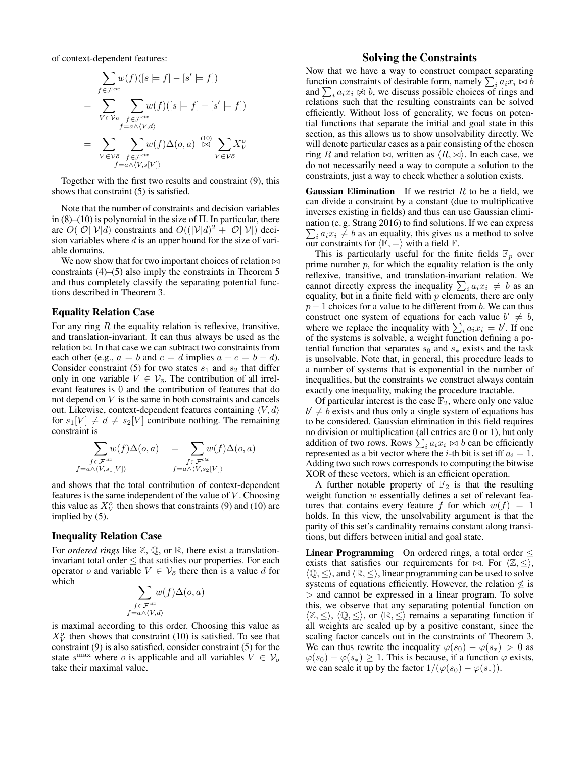of context-dependent features:

$$
\begin{aligned}
& \sum_{f \in \mathcal{F}^{ctx}} w(f)([s \models f] - [s' \models f]) \\
= & \sum_{V \in \mathcal{V}_{\bar{o}}} \sum_{\substack{f \in \mathcal{F}^{ctx} \\ f = a \wedge \langle V, d \rangle}} w(f)([s \models f] - [s' \models f]) \\
= & \sum_{V \in \mathcal{V}_{\bar{o}}} \sum_{\substack{f \in \mathcal{F}^{ctx} \\ f = a \wedge \langle V, s[V] \rangle}} w(f)\Delta(o, a) \overset{(10)}{\bowtie} \sum_{V \in \mathcal{V}_{\bar{o}}} X_V^o
\end{aligned}
$$

Together with the first two results and constraint (9), this shows that constraint (5) is satisfied. □

Note that the number of constraints and decision variables in (8)–(10) is polynomial in the size of $\Pi$. In particular, there are $O(|\mathcal{O}||\mathcal{V}|d)$ constraints and $O((|\mathcal{V}|d)^2 + |\mathcal{O}||\mathcal{V}|)$ decision variables where $d$ is an upper bound for the size of variable domains.

We now show that for two important choices of relation $\bowtie$ constraints (4)–(5) also imply the constraints in Theorem 5 and thus completely classify the separating potential functions described in Theorem 3.

### Equality Relation Case

For any ring $R$ the equality relation is reflexive, transitive, and translation-invariant. It can thus always be used as the relation $\bowtie$. In that case we can subtract two constraints from each other (e.g., $a = b$ and $c = d$ implies $a - c = b - d$). Consider constraint (5) for two states $s_1$ and $s_2$ that differ only in one variable $V \in \mathcal{V}_{\bar{o}}$. The contribution of all irrelevant features is 0 and the contribution of features that do not depend on $V$ is the same in both constraints and cancels out. Likewise, context-dependent features containing $\langle V, d \rangle$ for $s_1[V] \neq d \neq s_2[V]$ contribute nothing. The remaining constraint is

$$
\sum_{\substack{f \in \mathcal{F}^{ctx} \\ f = a \wedge \langle V, s_1[V] \rangle}} w(f)\Delta(o, a) \quad = \sum_{\substack{f \in \mathcal{F}^{ctx} \\ f = a \wedge \langle V, s_2[V] \rangle}} w(f)\Delta(o, a)
$$

and shows that the total contribution of context-dependent features is the same independent of the value of $V$. Choosing this value as $X_V^o$ then shows that constraints (9) and (10) are implied by (5).

### Inequality Relation Case

For *ordered rings* like $\mathbb{Z}$, $\mathbb{Q}$, or $\mathbb{R}$, there exist a translation-invariant total order $\leq$ that satisfies our properties. For each operator $o$ and variable $V \in \mathcal{V}_{\bar{o}}$ there then is a value $d$ for which

$$
\sum_{\substack{f \in \mathcal{F}^{ctx} \\ f = a \wedge \langle V, d \rangle}} w(f)\Delta(o, a)
$$

is maximal according to this order. Choosing this value as $X_V^o$ then shows that constraint (10) is satisfied. To see that constraint (9) is also satisfied, consider constraint (5) for the state $s^{\max}$ where $o$ is applicable and all variables $V \in \mathcal{V}_{\bar{o}}$ take their maximal value.

## Solving the Constraints

Now that we have a way to construct compact separating function constraints of desirable form, namely $\sum_i a_i x_i \bowtie b$ and $\sum_i a_i x_i \not\bowtie b$, we discuss possible choices of rings and relations such that the resulting constraints can be solved efficiently. Without loss of generality, we focus on potential functions that separate the initial and goal state in this section, as this allows us to show unsolvability directly. We will denote particular cases as a pair consisting of the chosen ring $R$ and relation $\bowtie$, written as $\langle R, \bowtie \rangle$. In each case, we do not necessarily need a way to compute a solution to the constraints, just a way to check whether a solution exists.

**Gaussian Elimination** If we restrict $R$ to be a field, we can divide a constraint by a constant (due to multiplicative inverses existing in fields) and thus can use Gaussian elimination (e. g. Strang 2016) to find solutions. If we can express $\sum_i a_i x_i \neq b$ as an equality, this gives us a method to solve our constraints for $\langle \mathbb{F}, = \rangle$ with a field $\mathbb{F}$.

This is particularly useful for the finite fields $\mathbb{F}_p$ over prime number $p$, for which the equality relation is the only reflexive, transitive, and translation-invariant relation. We cannot directly express the inequality $\sum_i a_i x_i \neq b$ as an equality, but in a finite field with $p$ elements, there are only $p - 1$ choices for a value to be different from $b$. We can thus construct one system of equations for each value $b' \neq b$, where we replace the inequality with $\sum_i a_i x_i = b'$. If one of the systems is solvable, a weight function defining a potential function that separates $s_0$ and $s_*$ exists and the task is unsolvable. Note that, in general, this procedure leads to a number of systems that is exponential in the number of inequalities, but the constraints we construct always contain exactly one inequality, making the procedure tractable.

Of particular interest is the case $\mathbb{F}_2$, where only one value $b' \neq b$ exists and thus only a single system of equations has to be considered. Gaussian elimination in this field requires no division or multiplication (all entries are 0 or 1), but only addition of two rows. Rows $\sum_i a_i x_i \bowtie b$ can be efficiently represented as a bit vector where the $i$-th bit is set iff $a_i = 1$. Adding two such rows corresponds to computing the bitwise XOR of these vectors, which is an efficient operation.

A further notable property of $\mathbb{F}_2$ is that the resulting weight function $w$ essentially defines a set of relevant features that contains every feature $f$ for which $w(f) = 1$ holds. In this view, the unsolvability argument is that the parity of this set's cardinality remains constant along transitions, but differs between initial and goal state.

**Linear Programming** On ordered rings, a total order $\leq$ exists that satisfies our requirements for $\bowtie$. For $\langle \mathbb{Z}, \leq \rangle$, $\langle \mathbb{Q}, \leq \rangle$, and $\langle \mathbb{R}, \leq \rangle$, linear programming can be used to solve systems of equations efficiently. However, the relation $\not\leq$ is $>$ and cannot be expressed in a linear program. To solve this, we observe that any separating potential function on $\langle \mathbb{Z}, \leq \rangle$, $\langle \mathbb{Q}, \leq \rangle$, or $\langle \mathbb{R}, \leq \rangle$ remains a separating function if all weights are scaled up by a positive constant, since the scaling factor cancels out in the constraints of Theorem 3. We can thus rewrite the inequality $\varphi(s_0) - \varphi(s_*) > 0$ as $\varphi(s_0) - \varphi(s_*) \geq 1$. This is because, if a function $\varphi$ exists, we can scale it up by the factor $1/(\varphi(s_0) - \varphi(s_*))$.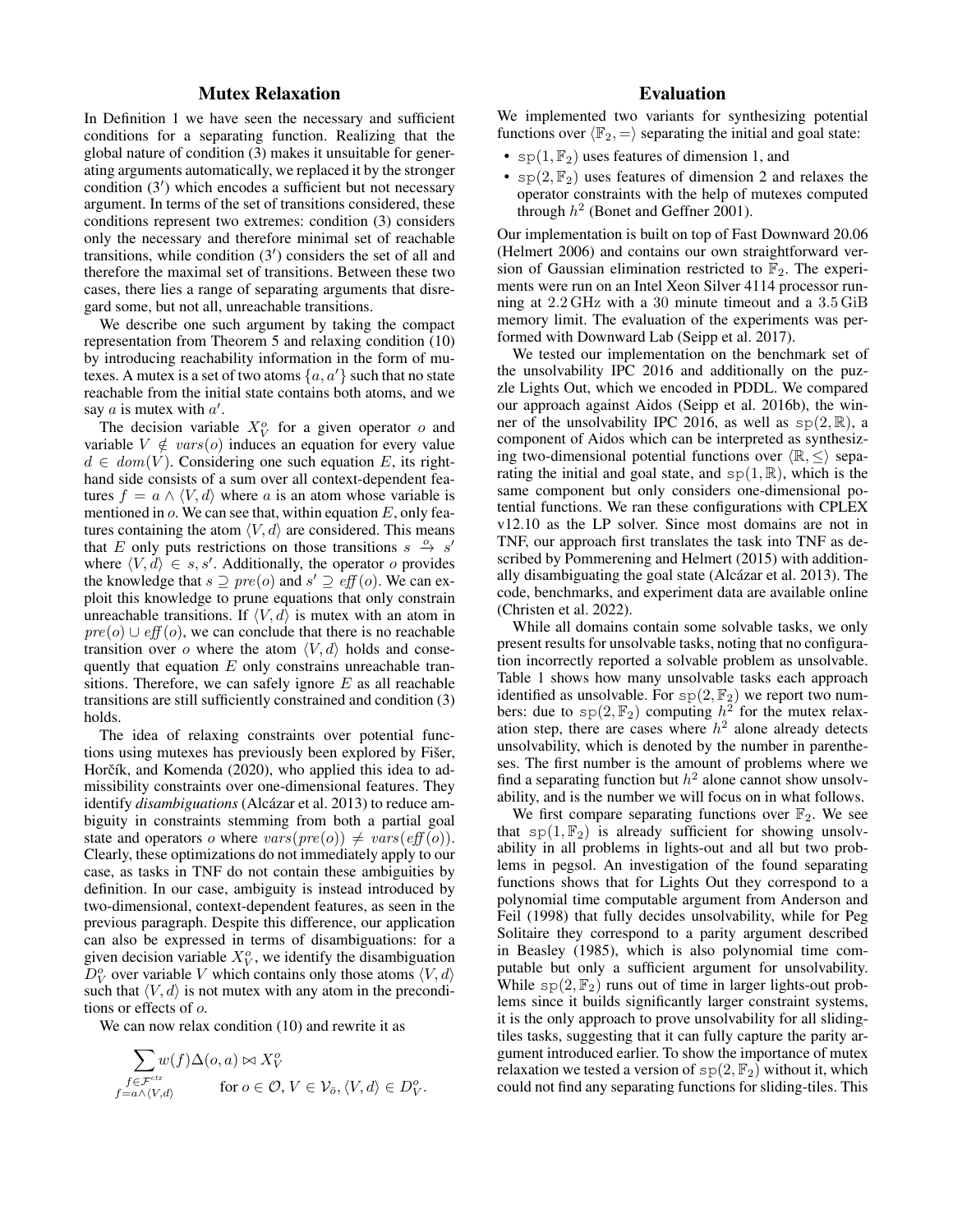## Mutex Relaxation

In Definition 1 we have seen the necessary and sufficient conditions for a separating function. Realizing that the global nature of condition (3) makes it unsuitable for generating arguments automatically, we replaced it by the stronger condition (3′) which encodes a sufficient but not necessary argument. In terms of the set of transitions considered, these conditions represent two extremes: condition (3) considers only the necessary and therefore minimal set of reachable transitions, while condition (3′) considers the set of all and therefore the maximal set of transitions. Between these two cases, there lies a range of separating arguments that disregard some, but not all, unreachable transitions.

We describe one such argument by taking the compact representation from Theorem 5 and relaxing condition (10) by introducing reachability information in the form of mutexes. A mutex is a set of two atoms $\{a, a'\}$ such that no state reachable from the initial state contains both atoms, and we say $a$ is mutex with $a'$.

The decision variable $X_V^o$ for a given operator $o$ and variable $V \notin vars(o)$ induces an equation for every value $d \in dom(V)$. Considering one such equation $E$, its right-hand side consists of a sum over all context-dependent features $f = a \wedge \langle V, d \rangle$ where $a$ is an atom whose variable is mentioned in $o$. We can see that, within equation $E$, only features containing the atom $\langle V, d \rangle$ are considered. This means that $E$ only puts restrictions on those transitions $s \xrightarrow{o} s'$ where $\langle V, d \rangle \in s, s'$. Additionally, the operator $o$ provides the knowledge that $s \supseteq pre(o)$ and $s' \supseteq eff(o)$. We can exploit this knowledge to prune equations that only constrain unreachable transitions. If $\langle V, d \rangle$ is mutex with an atom in $pre(o) \cup eff(o)$, we can conclude that there is no reachable transition over $o$ where the atom $\langle V, d \rangle$ holds and consequently that equation $E$ only constrains unreachable transitions. Therefore, we can safely ignore $E$ as all reachable transitions are still sufficiently constrained and condition (3) holds.

The idea of relaxing constraints over potential functions using mutexes has previously been explored by Fišer, Horčík, and Komenda (2020), who applied this idea to admissibility constraints over one-dimensional features. They identify *disambiguations* (Alcázar et al. 2013) to reduce ambiguity in constraints stemming from both a partial goal state and operators $o$ where $vars(pre(o)) \neq vars(eff(o))$. Clearly, these optimizations do not immediately apply to our case, as tasks in TNF do not contain these ambiguities by definition. In our case, ambiguity is instead introduced by two-dimensional, context-dependent features, as seen in the previous paragraph. Despite this difference, our application can also be expressed in terms of disambiguations: for a given decision variable $X_V^o$, we identify the disambiguation $D_V^o$ over variable $V$ which contains only those atoms $\langle V, d \rangle$ such that $\langle V, d \rangle$ is not mutex with any atom in the preconditions or effects of $o$.

We can now relax condition (10) and rewrite it as

$$\sum_{\substack{f \in \mathcal{F}^{ctx} \\ f = a \wedge \langle V, d \rangle}} w(f) \Delta(o, a) \bowtie X_V^o \qquad \text{for } o \in \mathcal{O}, V \in \mathcal{V}_{\bar{o}}, \langle V, d \rangle \in D_V^o.$$

## Evaluation

We implemented two variants for synthesizing potential functions over $\langle \mathbb{F}_2, = \rangle$ separating the initial and goal state:

- $\mathrm{sp}(1, \mathbb{F}_2)$ uses features of dimension 1, and
- $\mathrm{sp}(2, \mathbb{F}_2)$ uses features of dimension 2 and relaxes the operator constraints with the help of mutexes computed through $h^2$ (Bonet and Geffner 2001).

Our implementation is built on top of Fast Downward 20.06 (Helmert 2006) and contains our own straightforward version of Gaussian elimination restricted to $\mathbb{F}_2$. The experiments were run on an Intel Xeon Silver 4114 processor running at 2.2 GHz with a 30 minute timeout and a 3.5 GiB memory limit. The evaluation of the experiments was performed with Downward Lab (Seipp et al. 2017).

We tested our implementation on the benchmark set of the unsolvability IPC 2016 and additionally on the puzzle Lights Out, which we encoded in PDDL. We compared our approach against Aidos (Seipp et al. 2016b), the winner of the unsolvability IPC 2016, as well as $\mathrm{sp}(2, \mathbb{R})$, a component of Aidos which can be interpreted as synthesizing two-dimensional potential functions over $\langle \mathbb{R}, \leq \rangle$ separating the initial and goal state, and $\mathrm{sp}(1, \mathbb{R})$, which is the same component but only considers one-dimensional potential functions. We ran these configurations with CPLEX v12.10 as the LP solver. Since most domains are not in TNF, our approach first translates the task into TNF as described by Pommerening and Helmert (2015) with additionally disambiguating the goal state (Alcázar et al. 2013). The code, benchmarks, and experiment data are available online (Christen et al. 2022).

While all domains contain some solvable tasks, we only present results for unsolvable tasks, noting that no configuration incorrectly reported a solvable problem as unsolvable. Table 1 shows how many unsolvable tasks each approach identified as unsolvable. For $\mathrm{sp}(2, \mathbb{F}_2)$ we report two numbers: due to $\mathrm{sp}(2, \mathbb{F}_2)$ computing $h^2$ for the mutex relaxation step, there are cases where $h^2$ alone already detects unsolvability, which is denoted by the number in parentheses. The first number is the amount of problems where we find a separating function but $h^2$ alone cannot show unsolvability, and is the number we will focus on in what follows.

We first compare separating functions over $\mathbb{F}_2$. We see that $\mathrm{sp}(1, \mathbb{F}_2)$ is already sufficient for showing unsolvability in all problems in lights-out and all but two problems in pegsol. An investigation of the found separating functions shows that for Lights Out they correspond to a polynomial time computable argument from Anderson and Feil (1998) that fully decides unsolvability, while for Peg Solitaire they correspond to a parity argument described in Beasley (1985), which is also polynomial time computable but only a sufficient argument for unsolvability. While $\mathrm{sp}(2, \mathbb{F}_2)$ runs out of time in larger lights-out problems since it builds significantly larger constraint systems, it is the only approach to prove unsolvability for all sliding-tiles tasks, suggesting that it can fully capture the parity argument introduced earlier. To show the importance of mutex relaxation we tested a version of $\mathrm{sp}(2, \mathbb{F}_2)$ without it, which could not find any separating functions for sliding-tiles. This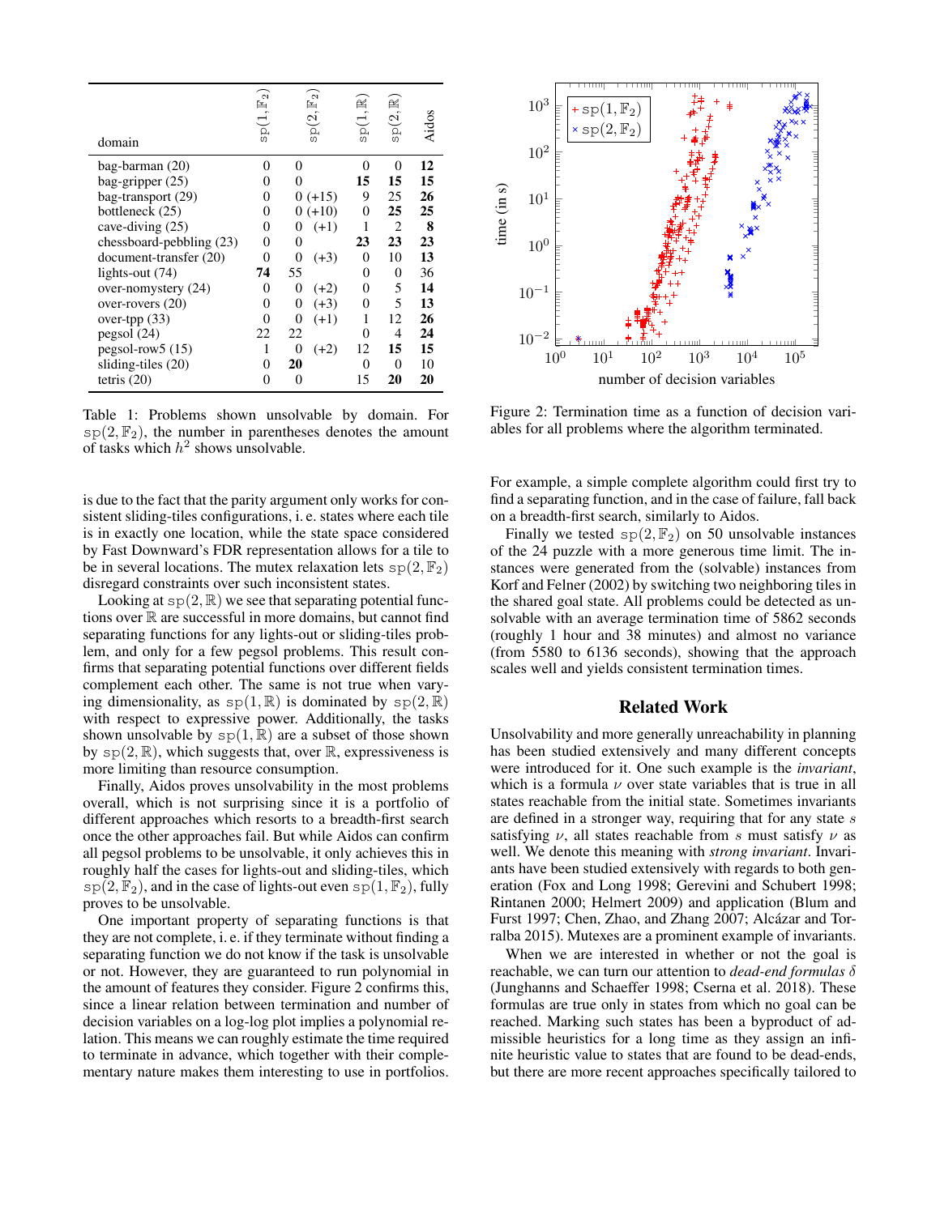| domain | $\mathrm{sp}(1,\mathbb{F}_2)$ | $\mathrm{sp}(2,\mathbb{F}_2)$ | $\mathrm{sp}(1,\mathbb{R})$ | $\mathrm{sp}(2,\mathbb{R})$ | Aidos |
|---|---|---|---|---|---|
| bag-barman (20) | 0 | 0 | 0 | 0 | **12** |
| bag-gripper (25) | 0 | 0 | **15** | **15** | **15** |
| bag-transport (29) | 0 | 0 (+15) | 9 | 25 | **26** |
| bottleneck (25) | 0 | 0 (+10) | 0 | **25** | **25** |
| cave-diving (25) | 0 | 0 (+1) | 1 | 2 | **8** |
| chessboard-pebbling (23) | 0 | 0 | **23** | **23** | **23** |
| document-transfer (20) | 0 | 0 (+3) | 0 | 10 | **13** |
| lights-out (74) | **74** | 55 | 0 | 0 | 36 |
| over-nomystery (24) | 0 | 0 (+2) | 0 | 5 | **14** |
| over-rovers (20) | 0 | 0 (+3) | 0 | 5 | **13** |
| over-tpp (33) | 0 | 0 (+1) | 1 | 12 | **26** |
| pegsol (24) | 22 | 22 | 0 | 4 | **24** |
| pegsol-row5 (15) | 1 | 0 (+2) | 12 | **15** | **15** |
| sliding-tiles (20) | 0 | **20** | 0 | 0 | 10 |
| tetris (20) | 0 | 0 | 15 | **20** | **20** |

Table 1: Problems shown unsolvable by domain. For $\mathrm{sp}(2,\mathbb{F}_2)$, the number in parentheses denotes the amount of tasks which $h^2$ shows unsolvable.

is due to the fact that the parity argument only works for consistent sliding-tiles configurations, i. e. states where each tile is in exactly one location, while the state space considered by Fast Downward's FDR representation allows for a tile to be in several locations. The mutex relaxation lets $\mathrm{sp}(2,\mathbb{F}_2)$ disregard constraints over such inconsistent states.

Looking at $\mathrm{sp}(2,\mathbb{R})$ we see that separating potential functions over $\mathbb{R}$ are successful in more domains, but cannot find separating functions for any lights-out or sliding-tiles problem, and only for a few pegsol problems. This result confirms that separating potential functions over different fields complement each other. The same is not true when varying dimensionality, as $\mathrm{sp}(1,\mathbb{R})$ is dominated by $\mathrm{sp}(2,\mathbb{R})$ with respect to expressive power. Additionally, the tasks shown unsolvable by $\mathrm{sp}(1,\mathbb{R})$ are a subset of those shown by $\mathrm{sp}(2,\mathbb{R})$, which suggests that, over $\mathbb{R}$, expressiveness is more limiting than resource consumption.

Finally, Aidos proves unsolvability in the most problems overall, which is not surprising since it is a portfolio of different approaches which resorts to a breadth-first search once the other approaches fail. But while Aidos can confirm all pegsol problems to be unsolvable, it only achieves this in roughly half the cases for lights-out and sliding-tiles, which $\mathrm{sp}(2,\mathbb{F}_2)$, and in the case of lights-out even $\mathrm{sp}(1,\mathbb{F}_2)$, fully proves to be unsolvable.

One important property of separating functions is that they are not complete, i. e. if they terminate without finding a separating function we do not know if the task is unsolvable or not. However, they are guaranteed to run polynomial in the amount of features they consider. Figure 2 confirms this, since a linear relation between termination and number of decision variables on a log-log plot implies a polynomial relation. This means we can roughly estimate the time required to terminate in advance, which together with their complementary nature makes them interesting to use in portfolios.

Figure 2: Termination time as a function of decision variables for all problems where the algorithm terminated.

For example, a simple complete algorithm could first try to find a separating function, and in the case of failure, fall back on a breadth-first search, similarly to Aidos.

Finally we tested $\mathrm{sp}(2,\mathbb{F}_2)$ on 50 unsolvable instances of the 24 puzzle with a more generous time limit. The instances were generated from the (solvable) instances from Korf and Felner (2002) by switching two neighboring tiles in the shared goal state. All problems could be detected as unsolvable with an average termination time of 5862 seconds (roughly 1 hour and 38 minutes) and almost no variance (from 5580 to 6136 seconds), showing that the approach scales well and yields consistent termination times.

## Related Work

Unsolvability and more generally unreachability in planning has been studied extensively and many different concepts were introduced for it. One such example is the *invariant*, which is a formula $\nu$ over state variables that is true in all states reachable from the initial state. Sometimes invariants are defined in a stronger way, requiring that for any state $s$ satisfying $\nu$, all states reachable from $s$ must satisfy $\nu$ as well. We denote this meaning with *strong invariant*. Invariants have been studied extensively with regards to both generation (Fox and Long 1998; Gerevini and Schubert 1998; Rintanen 2000; Helmert 2009) and application (Blum and Furst 1997; Chen, Zhao, and Zhang 2007; Alcázar and Torralba 2015). Mutexes are a prominent example of invariants.

When we are interested in whether or not the goal is reachable, we can turn our attention to *dead-end formulas* $\delta$ (Junghanns and Schaeffer 1998; Cserna et al. 2018). These formulas are true only in states from which no goal can be reached. Marking such states has been a byproduct of admissible heuristics for a long time as they assign an infinite heuristic value to states that are found to be dead-ends, but there are more recent approaches specifically tailored to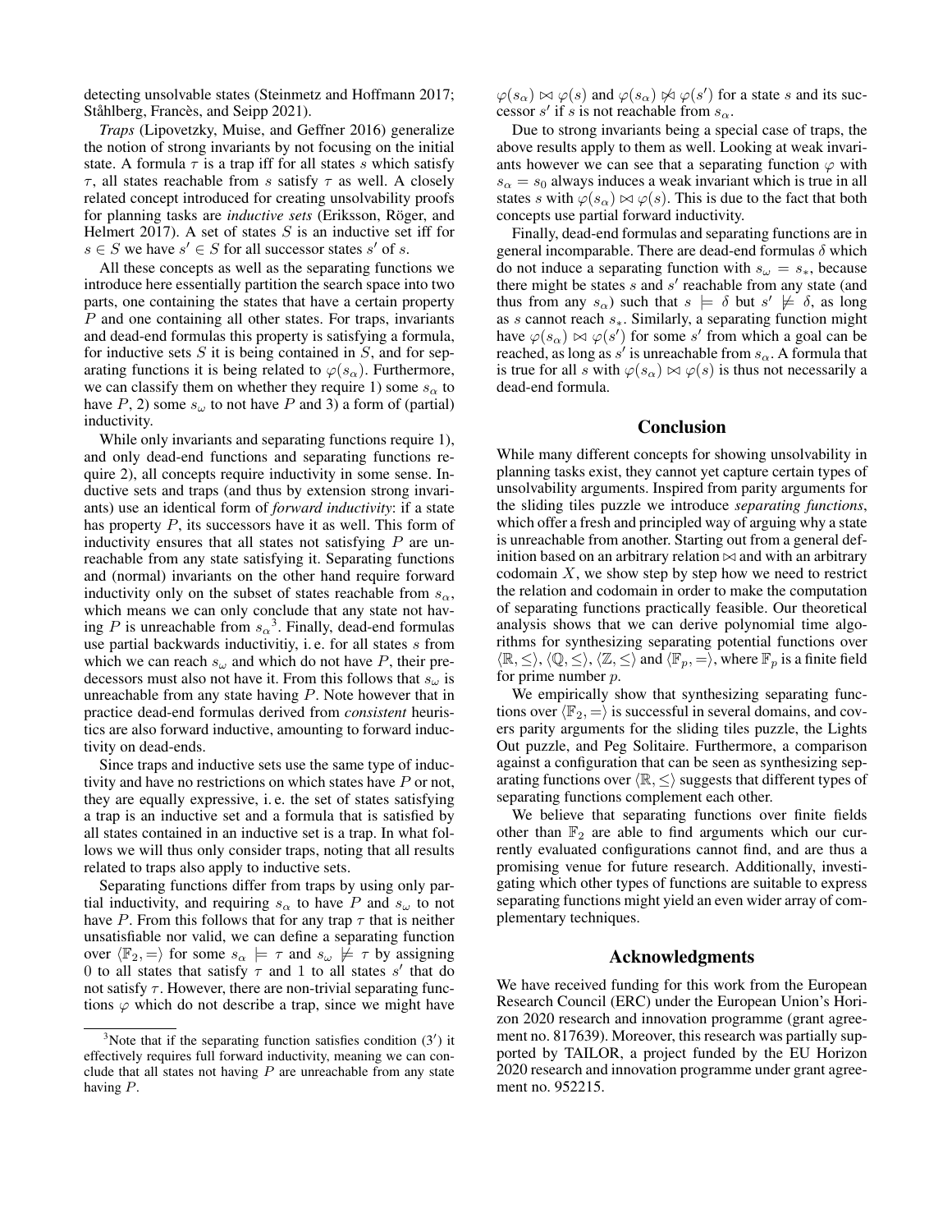detecting unsolvable states (Steinmetz and Hoffmann 2017; Ståhlberg, Francès, and Seipp 2021).

*Traps* (Lipovetzky, Muise, and Geffner 2016) generalize the notion of strong invariants by not focusing on the initial state. A formula $\tau$ is a trap iff for all states $s$ which satisfy $\tau$, all states reachable from $s$ satisfy $\tau$ as well. A closely related concept introduced for creating unsolvability proofs for planning tasks are *inductive sets* (Eriksson, Röger, and Helmert 2017). A set of states $S$ is an inductive set iff for $s \in S$ we have $s' \in S$ for all successor states $s'$ of $s$.

All these concepts as well as the separating functions we introduce here essentially partition the search space into two parts, one containing the states that have a certain property $P$ and one containing all other states. For traps, invariants and dead-end formulas this property is satisfying a formula, for inductive sets $S$ it is being contained in $S$, and for separating functions it is being related to $\varphi(s_\alpha)$. Furthermore, we can classify them on whether they require 1) some $s_\alpha$ to have $P$, 2) some $s_\omega$ to not have $P$ and 3) a form of (partial) inductivity.

While only invariants and separating functions require 1), and only dead-end functions and separating functions require 2), all concepts require inductivity in some sense. Inductive sets and traps (and thus by extension strong invariants) use an identical form of *forward inductivity*: if a state has property $P$, its successors have it as well. This form of inductivity ensures that all states not satisfying $P$ are unreachable from any state satisfying it. Separating functions and (normal) invariants on the other hand require forward inductivity only on the subset of states reachable from $s_\alpha$, which means we can only conclude that any state not having $P$ is unreachable from $s_\alpha$[3]. Finally, dead-end formulas use partial backwards inductivitiy, i. e. for all states $s$ from which we can reach $s_\omega$ and which do not have $P$, their predecessors must also not have it. From this follows that $s_\omega$ is unreachable from any state having $P$. Note however that in practice dead-end formulas derived from *consistent* heuristics are also forward inductive, amounting to forward inductivity on dead-ends.

Since traps and inductive sets use the same type of inductivity and have no restrictions on which states have $P$ or not, they are equally expressive, i. e. the set of states satisfying a trap is an inductive set and a formula that is satisfied by all states contained in an inductive set is a trap. In what follows we will thus only consider traps, noting that all results related to traps also apply to inductive sets.

Separating functions differ from traps by using only partial inductivity, and requiring $s_\alpha$ to have $P$ and $s_\omega$ to not have $P$. From this follows that for any trap $\tau$ that is neither unsatisfiable nor valid, we can define a separating function over $\langle \mathbb{F}_2, = \rangle$ for some $s_\alpha \models \tau$ and $s_\omega \not\models \tau$ by assigning 0 to all states that satisfy $\tau$ and 1 to all states $s'$ that do not satisfy $\tau$. However, there are non-trivial separating functions $\varphi$ which do not describe a trap, since we might have $\varphi(s_\alpha) \bowtie \varphi(s)$ and $\varphi(s_\alpha) \not\bowtie \varphi(s')$ for a state $s$ and its successor $s'$ if $s$ is not reachable from $s_\alpha$.

Due to strong invariants being a special case of traps, the above results apply to them as well. Looking at weak invariants however we can see that a separating function $\varphi$ with $s_\alpha = s_0$ always induces a weak invariant which is true in all states $s$ with $\varphi(s_\alpha) \bowtie \varphi(s)$. This is due to the fact that both concepts use partial forward inductivity.

Finally, dead-end formulas and separating functions are in general incomparable. There are dead-end formulas $\delta$ which do not induce a separating function with $s_\omega = s_*$, because there might be states $s$ and $s'$ reachable from any state (and thus from any $s_\alpha$) such that $s \models \delta$ but $s' \not\models \delta$, as long as $s$ cannot reach $s_*$. Similarly, a separating function might have $\varphi(s_\alpha) \bowtie \varphi(s')$ for some $s'$ from which a goal can be reached, as long as $s'$ is unreachable from $s_\alpha$. A formula that is true for all $s$ with $\varphi(s_\alpha) \bowtie \varphi(s)$ is thus not necessarily a dead-end formula.

## Conclusion

While many different concepts for showing unsolvability in planning tasks exist, they cannot yet capture certain types of unsolvability arguments. Inspired from parity arguments for the sliding tiles puzzle we introduce *separating functions*, which offer a fresh and principled way of arguing why a state is unreachable from another. Starting out from a general definition based on an arbitrary relation $\bowtie$ and with an arbitrary codomain $X$, we show step by step how we need to restrict the relation and codomain in order to make the computation of separating functions practically feasible. Our theoretical analysis shows that we can derive polynomial time algorithms for synthesizing separating potential functions over $\langle \mathbb{R}, \leq \rangle$, $\langle \mathbb{Q}, \leq \rangle$, $\langle \mathbb{Z}, \leq \rangle$ and $\langle \mathbb{F}_p, = \rangle$, where $\mathbb{F}_p$ is a finite field for prime number $p$.

We empirically show that synthesizing separating functions over $\langle \mathbb{F}_2, = \rangle$ is successful in several domains, and covers parity arguments for the sliding tiles puzzle, the Lights Out puzzle, and Peg Solitaire. Furthermore, a comparison against a configuration that can be seen as synthesizing separating functions over $\langle \mathbb{R}, \leq \rangle$ suggests that different types of separating functions complement each other.

We believe that separating functions over finite fields other than $\mathbb{F}_2$ are able to find arguments which our currently evaluated configurations cannot find, and are thus a promising venue for future research. Additionally, investigating which other types of functions are suitable to express separating functions might yield an even wider array of complementary techniques.

## Acknowledgments

We have received funding for this work from the European Research Council (ERC) under the European Union's Horizon 2020 research and innovation programme (grant agreement no. 817639). Moreover, this research was partially supported by TAILOR, a project funded by the EU Horizon 2020 research and innovation programme under grant agreement no. 952215.

[3]Note that if the separating function satisfies condition (3′) it effectively requires full forward inductivity, meaning we can conclude that all states not having $P$ are unreachable from any state having $P$.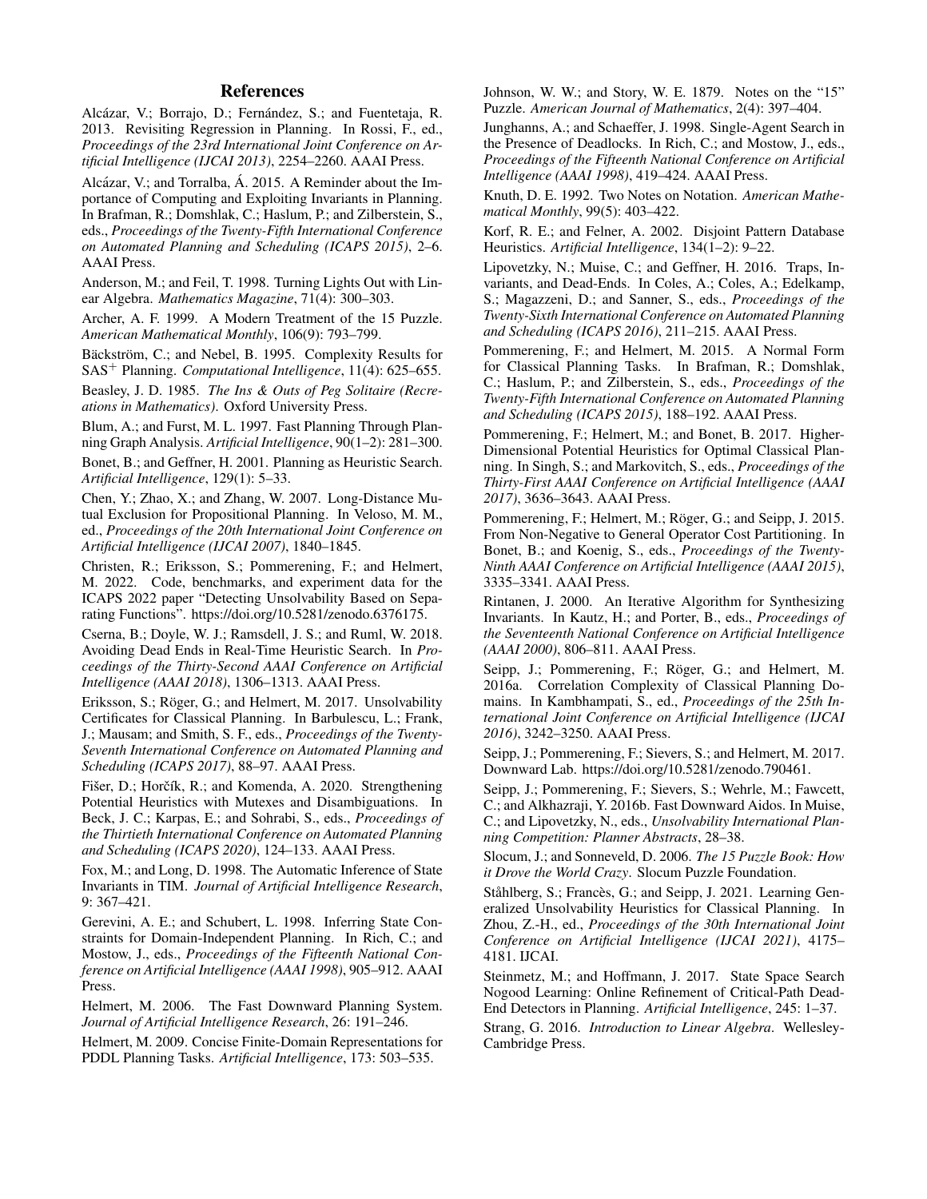## References

Alcázar, V.; Borrajo, D.; Fernández, S.; and Fuentetaja, R. 2013. Revisiting Regression in Planning. In Rossi, F., ed., *Proceedings of the 23rd International Joint Conference on Artificial Intelligence (IJCAI 2013)*, 2254–2260. AAAI Press.

Alcázar, V.; and Torralba, Á. 2015. A Reminder about the Importance of Computing and Exploiting Invariants in Planning. In Brafman, R.; Domshlak, C.; Haslum, P.; and Zilberstein, S., eds., *Proceedings of the Twenty-Fifth International Conference on Automated Planning and Scheduling (ICAPS 2015)*, 2–6. AAAI Press.

Anderson, M.; and Feil, T. 1998. Turning Lights Out with Linear Algebra. *Mathematics Magazine*, 71(4): 300–303.

Archer, A. F. 1999. A Modern Treatment of the 15 Puzzle. *American Mathematical Monthly*, 106(9): 793–799.

Bäckström, C.; and Nebel, B. 1995. Complexity Results for SAS$^+$ Planning. *Computational Intelligence*, 11(4): 625–655.

Beasley, J. D. 1985. *The Ins & Outs of Peg Solitaire (Recreations in Mathematics)*. Oxford University Press.

Blum, A.; and Furst, M. L. 1997. Fast Planning Through Planning Graph Analysis. *Artificial Intelligence*, 90(1–2): 281–300.

Bonet, B.; and Geffner, H. 2001. Planning as Heuristic Search. *Artificial Intelligence*, 129(1): 5–33.

Chen, Y.; Zhao, X.; and Zhang, W. 2007. Long-Distance Mutual Exclusion for Propositional Planning. In Veloso, M. M., ed., *Proceedings of the 20th International Joint Conference on Artificial Intelligence (IJCAI 2007)*, 1840–1845.

Christen, R.; Eriksson, S.; Pommerening, F.; and Helmert, M. 2022. Code, benchmarks, and experiment data for the ICAPS 2022 paper "Detecting Unsolvability Based on Separating Functions". https://doi.org/10.5281/zenodo.6376175.

Cserna, B.; Doyle, W. J.; Ramsdell, J. S.; and Ruml, W. 2018. Avoiding Dead Ends in Real-Time Heuristic Search. In *Proceedings of the Thirty-Second AAAI Conference on Artificial Intelligence (AAAI 2018)*, 1306–1313. AAAI Press.

Eriksson, S.; Röger, G.; and Helmert, M. 2017. Unsolvability Certificates for Classical Planning. In Barbulescu, L.; Frank, J.; Mausam; and Smith, S. F., eds., *Proceedings of the Twenty-Seventh International Conference on Automated Planning and Scheduling (ICAPS 2017)*, 88–97. AAAI Press.

Fišer, D.; Horčík, R.; and Komenda, A. 2020. Strengthening Potential Heuristics with Mutexes and Disambiguations. In Beck, J. C.; Karpas, E.; and Sohrabi, S., eds., *Proceedings of the Thirtieth International Conference on Automated Planning and Scheduling (ICAPS 2020)*, 124–133. AAAI Press.

Fox, M.; and Long, D. 1998. The Automatic Inference of State Invariants in TIM. *Journal of Artificial Intelligence Research*, 9: 367–421.

Gerevini, A. E.; and Schubert, L. 1998. Inferring State Constraints for Domain-Independent Planning. In Rich, C.; and Mostow, J., eds., *Proceedings of the Fifteenth National Conference on Artificial Intelligence (AAAI 1998)*, 905–912. AAAI Press.

Helmert, M. 2006. The Fast Downward Planning System. *Journal of Artificial Intelligence Research*, 26: 191–246.

Helmert, M. 2009. Concise Finite-Domain Representations for PDDL Planning Tasks. *Artificial Intelligence*, 173: 503–535.

Johnson, W. W.; and Story, W. E. 1879. Notes on the "15" Puzzle. *American Journal of Mathematics*, 2(4): 397–404.

Junghanns, A.; and Schaeffer, J. 1998. Single-Agent Search in the Presence of Deadlocks. In Rich, C.; and Mostow, J., eds., *Proceedings of the Fifteenth National Conference on Artificial Intelligence (AAAI 1998)*, 419–424. AAAI Press.

Knuth, D. E. 1992. Two Notes on Notation. *American Mathematical Monthly*, 99(5): 403–422.

Korf, R. E.; and Felner, A. 2002. Disjoint Pattern Database Heuristics. *Artificial Intelligence*, 134(1–2): 9–22.

Lipovetzky, N.; Muise, C.; and Geffner, H. 2016. Traps, Invariants, and Dead-Ends. In Coles, A.; Coles, A.; Edelkamp, S.; Magazzeni, D.; and Sanner, S., eds., *Proceedings of the Twenty-Sixth International Conference on Automated Planning and Scheduling (ICAPS 2016)*, 211–215. AAAI Press.

Pommerening, F.; and Helmert, M. 2015. A Normal Form for Classical Planning Tasks. In Brafman, R.; Domshlak, C.; Haslum, P.; and Zilberstein, S., eds., *Proceedings of the Twenty-Fifth International Conference on Automated Planning and Scheduling (ICAPS 2015)*, 188–192. AAAI Press.

Pommerening, F.; Helmert, M.; and Bonet, B. 2017. Higher-Dimensional Potential Heuristics for Optimal Classical Planning. In Singh, S.; and Markovitch, S., eds., *Proceedings of the Thirty-First AAAI Conference on Artificial Intelligence (AAAI 2017)*, 3636–3643. AAAI Press.

Pommerening, F.; Helmert, M.; Röger, G.; and Seipp, J. 2015. From Non-Negative to General Operator Cost Partitioning. In Bonet, B.; and Koenig, S., eds., *Proceedings of the Twenty-Ninth AAAI Conference on Artificial Intelligence (AAAI 2015)*, 3335–3341. AAAI Press.

Rintanen, J. 2000. An Iterative Algorithm for Synthesizing Invariants. In Kautz, H.; and Porter, B., eds., *Proceedings of the Seventeenth National Conference on Artificial Intelligence (AAAI 2000)*, 806–811. AAAI Press.

Seipp, J.; Pommerening, F.; Röger, G.; and Helmert, M. 2016a. Correlation Complexity of Classical Planning Domains. In Kambhampati, S., ed., *Proceedings of the 25th International Joint Conference on Artificial Intelligence (IJCAI 2016)*, 3242–3250. AAAI Press.

Seipp, J.; Pommerening, F.; Sievers, S.; and Helmert, M. 2017. Downward Lab. https://doi.org/10.5281/zenodo.790461.

Seipp, J.; Pommerening, F.; Sievers, S.; Wehrle, M.; Fawcett, C.; and Alkhazraji, Y. 2016b. Fast Downward Aidos. In Muise, C.; and Lipovetzky, N., eds., *Unsolvability International Planning Competition: Planner Abstracts*, 28–38.

Slocum, J.; and Sonneveld, D. 2006. *The 15 Puzzle Book: How it Drove the World Crazy*. Slocum Puzzle Foundation.

Ståhlberg, S.; Francès, G.; and Seipp, J. 2021. Learning Generalized Unsolvability Heuristics for Classical Planning. In Zhou, Z.-H., ed., *Proceedings of the 30th International Joint Conference on Artificial Intelligence (IJCAI 2021)*, 4175–4181. IJCAI.

Steinmetz, M.; and Hoffmann, J. 2017. State Space Search Nogood Learning: Online Refinement of Critical-Path Dead-End Detectors in Planning. *Artificial Intelligence*, 245: 1–37.

Strang, G. 2016. *Introduction to Linear Algebra*. Wellesley-Cambridge Press.